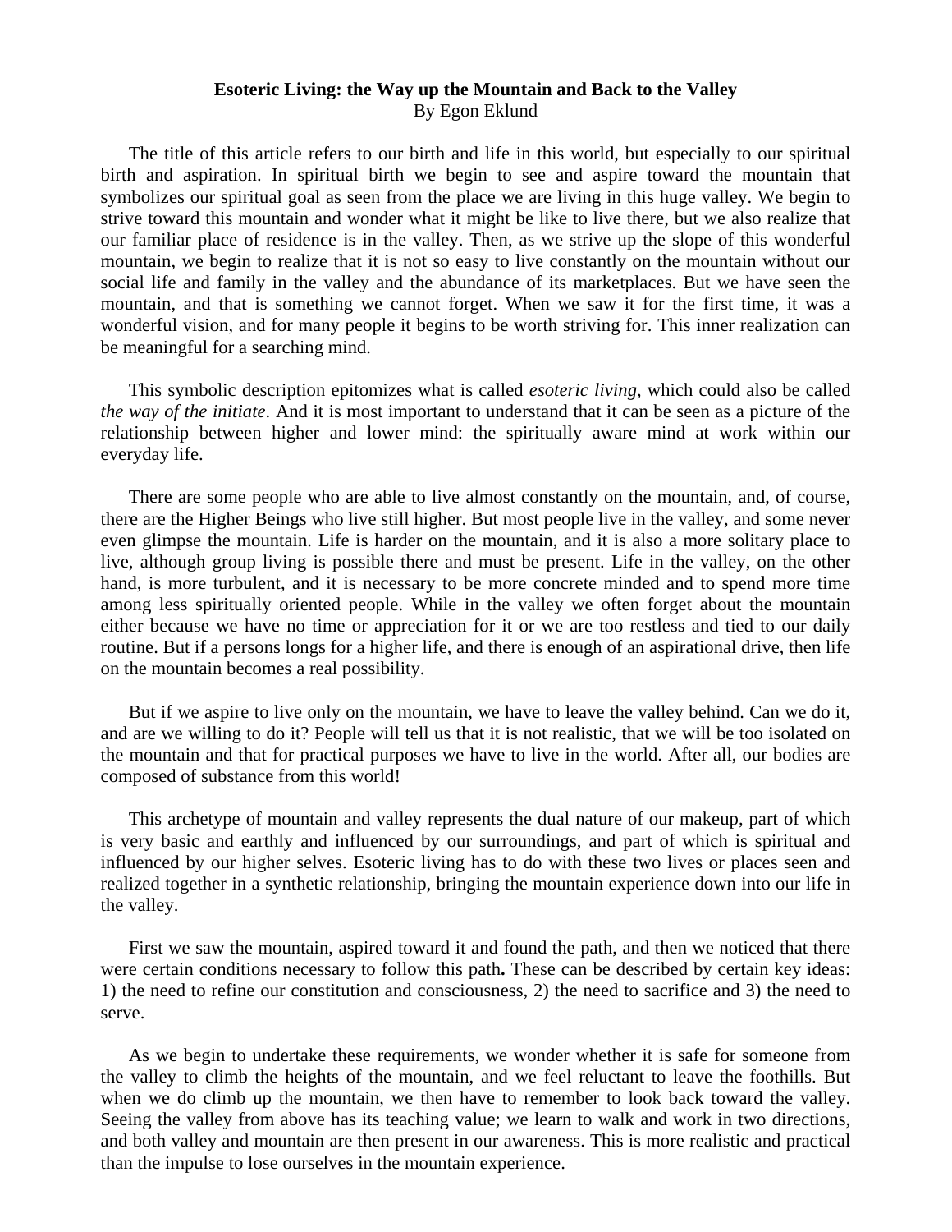# Esoteric Living: the Way up the Mountain and Back to the Valley

By Egon Eklund

The title of this article refers to our birth and life in this world, but especially to our spiritual birth and aspiration. In spiritual birth we begin to see and aspire toward the mountain that symbolizes our spiritual goal as seen from the place we are living in this huge valley. We begin to strive toward this mountain and wonder what it might be like to live there, but we also realize that our familiar place of residence is in the valley. Then, as we strive up the slope of this wonderful mountain, we begin to realize that it is not so easy to live constantly on the mountain without our social life and family in the valley and the abundance of its marketplaces. But we have seen the mountain, and that is something we cannot forget. When we saw it for the first time, it was a wonderful vision, and for many people it begins to be worth striving for. This inner realization can be meaningful for a searching mind.

This symbolic description epitomizes what is called *esoteric living*, which could also be called *the way of the initiate*. And it is most important to understand that it can be seen as a picture of the relationship between higher and lower mind: the spiritually aware mind at work within our everyday life.

There are some people who are able to live almost constantly on the mountain, and, of course, there are the Higher Beings who live still higher. But most people live in the valley, and some never even glimpse the mountain. Life is harder on the mountain, and it is also a more solitary place to live, although group living is possible there and must be present. Life in the valley, on the other hand, is more turbulent, and it is necessary to be more concrete minded and to spend more time among less spiritually oriented people. While in the valley we often forget about the mountain either because we have no time or appreciation for it or we are too restless and tied to our daily routine. But if a persons longs for a higher life, and there is enough of an aspirational drive, then life on the mountain becomes a real possibility.

But if we aspire to live only on the mountain, we have to leave the valley behind. Can we do it, and are we willing to do it? People will tell us that it is not realistic, that we will be too isolated on the mountain and that for practical purposes we have to live in the world. After all, our bodies are composed of substance from this world!

This archetype of mountain and valley represents the dual nature of our makeup, part of which is very basic and earthly and influenced by our surroundings, and part of which is spiritual and influenced by our higher selves. Esoteric living has to do with these two lives or places seen and realized together in a synthetic relationship, bringing the mountain experience down into our life in the valley.

First we saw the mountain, aspired toward it and found the path, and then we noticed that there were certain conditions necessary to follow this path**.** These can be described by certain key ideas: 1) the need to refine our constitution and consciousness, 2) the need to sacrifice and 3) the need to serve.

As we begin to undertake these requirements, we wonder whether it is safe for someone from the valley to climb the heights of the mountain, and we feel reluctant to leave the foothills. But when we do climb up the mountain, we then have to remember to look back toward the valley. Seeing the valley from above has its teaching value; we learn to walk and work in two directions, and both valley and mountain are then present in our awareness. This is more realistic and practical than the impulse to lose ourselves in the mountain experience.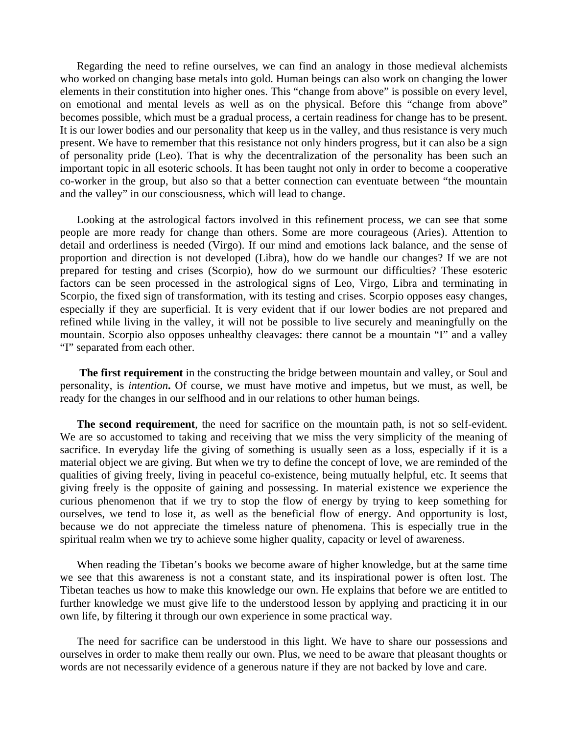Regarding the need to refine ourselves, we can find an analogy in those medieval alchemists who worked on changing base metals into gold. Human beings can also work on changing the lower elements in their constitution into higher ones. This “change from above” is possible on every level, on emotional and mental levels as well as on the physical. Before this “change from above” becomes possible, which must be a gradual process, a certain readiness for change has to be present. It is our lower bodies and our personality that keep us in the valley, and thus resistance is very much present. We have to remember that this resistance not only hinders progress, but it can also be a sign of personality pride (Leo). That is why the decentralization of the personality has been such an important topic in all esoteric schools. It has been taught not only in order to become a cooperative co-worker in the group, but also so that a better connection can eventuate between “the mountain and the valley” in our consciousness, which will lead to change.

Looking at the astrological factors involved in this refinement process, we can see that some people are more ready for change than others. Some are more courageous (Aries). Attention to detail and orderliness is needed (Virgo). If our mind and emotions lack balance, and the sense of proportion and direction is not developed (Libra), how do we handle our changes? If we are not prepared for testing and crises (Scorpio), how do we surmount our difficulties? These esoteric factors can be seen processed in the astrological signs of Leo, Virgo, Libra and terminating in Scorpio, the fixed sign of transformation, with its testing and crises. Scorpio opposes easy changes, especially if they are superficial. It is very evident that if our lower bodies are not prepared and refined while living in the valley, it will not be possible to live securely and meaningfully on the mountain. Scorpio also opposes unhealthy cleavages: there cannot be a mountain “I” and a valley “I” separated from each other.

**The first requirement** in the constructing the bridge between mountain and valley, or Soul and personality, is *intention***.** Of course, we must have motive and impetus, but we must, as well, be ready for the changes in our selfhood and in our relations to other human beings.

**The second requirement**, the need for sacrifice on the mountain path, is not so self-evident. We are so accustomed to taking and receiving that we miss the very simplicity of the meaning of sacrifice. In everyday life the giving of something is usually seen as a loss, especially if it is a material object we are giving. But when we try to define the concept of love, we are reminded of the qualities of giving freely, living in peaceful co-existence, being mutually helpful, etc. It seems that giving freely is the opposite of gaining and possessing. In material existence we experience the curious phenomenon that if we try to stop the flow of energy by trying to keep something for ourselves, we tend to lose it, as well as the beneficial flow of energy. And opportunity is lost, because we do not appreciate the timeless nature of phenomena. This is especially true in the spiritual realm when we try to achieve some higher quality, capacity or level of awareness.

When reading the Tibetan’s books we become aware of higher knowledge, but at the same time we see that this awareness is not a constant state, and its inspirational power is often lost. The Tibetan teaches us how to make this knowledge our own. He explains that before we are entitled to further knowledge we must give life to the understood lesson by applying and practicing it in our own life, by filtering it through our own experience in some practical way.

The need for sacrifice can be understood in this light. We have to share our possessions and ourselves in order to make them really our own. Plus, we need to be aware that pleasant thoughts or words are not necessarily evidence of a generous nature if they are not backed by love and care.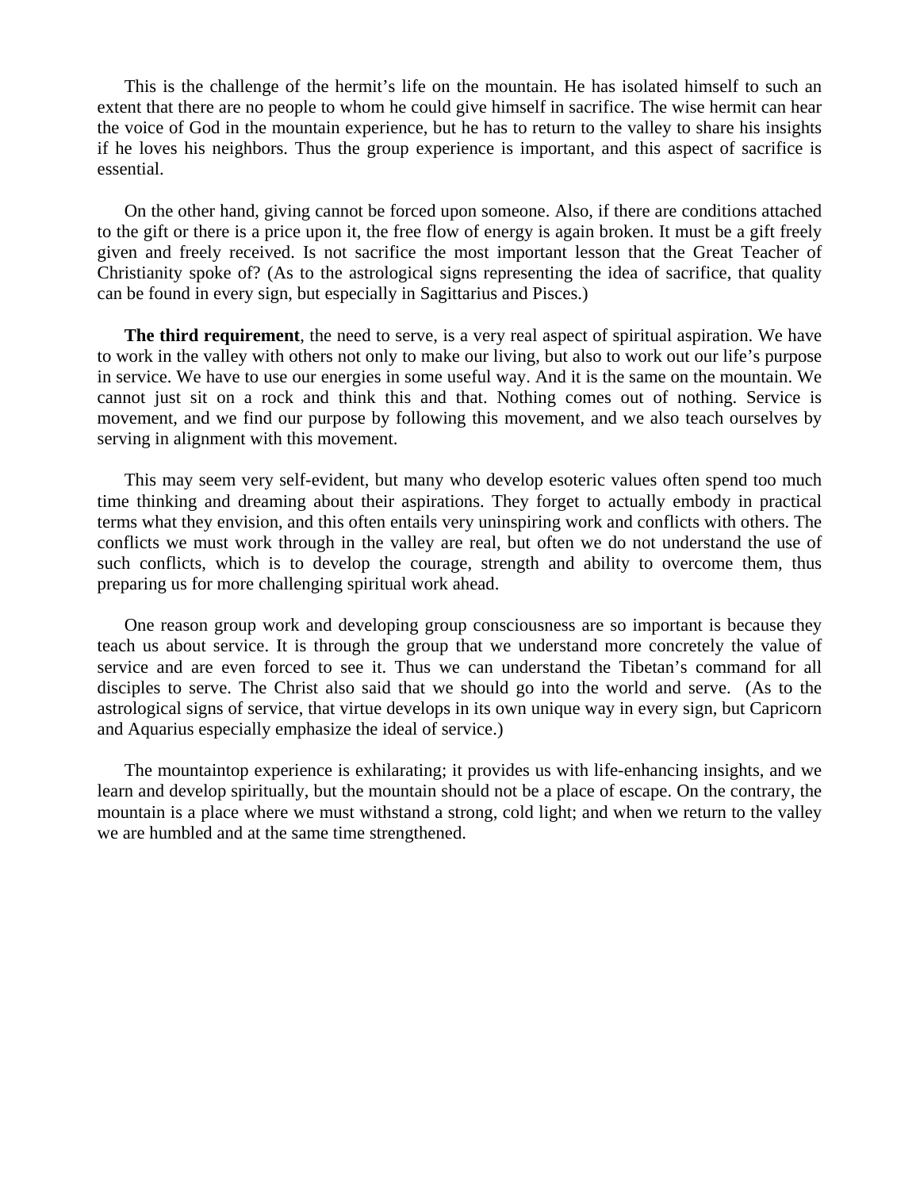This is the challenge of the hermit's life on the mountain. He has isolated himself to such an extent that there are no people to whom he could give himself in sacrifice. The wise hermit can hear the voice of God in the mountain experience, but he has to return to the valley to share his insights if he loves his neighbors. Thus the group experience is important, and this aspect of sacrifice is essential.

On the other hand, giving cannot be forced upon someone. Also, if there are conditions attached to the gift or there is a price upon it, the free flow of energy is again broken. It must be a gift freely given and freely received. Is not sacrifice the most important lesson that the Great Teacher of Christianity spoke of? (As to the astrological signs representing the idea of sacrifice, that quality can be found in every sign, but especially in Sagittarius and Pisces.)

**The third requirement**, the need to serve, is a very real aspect of spiritual aspiration. We have to work in the valley with others not only to make our living, but also to work out our life's purpose in service. We have to use our energies in some useful way. And it is the same on the mountain. We cannot just sit on a rock and think this and that. Nothing comes out of nothing. Service is movement, and we find our purpose by following this movement, and we also teach ourselves by serving in alignment with this movement.

This may seem very self-evident, but many who develop esoteric values often spend too much time thinking and dreaming about their aspirations. They forget to actually embody in practical terms what they envision, and this often entails very uninspiring work and conflicts with others. The conflicts we must work through in the valley are real, but often we do not understand the use of such conflicts, which is to develop the courage, strength and ability to overcome them, thus preparing us for more challenging spiritual work ahead.

One reason group work and developing group consciousness are so important is because they teach us about service. It is through the group that we understand more concretely the value of service and are even forced to see it. Thus we can understand the Tibetan's command for all disciples to serve. The Christ also said that we should go into the world and serve. (As to the astrological signs of service, that virtue develops in its own unique way in every sign, but Capricorn and Aquarius especially emphasize the ideal of service.)

The mountaintop experience is exhilarating; it provides us with life-enhancing insights, and we learn and develop spiritually, but the mountain should not be a place of escape. On the contrary, the mountain is a place where we must withstand a strong, cold light; and when we return to the valley we are humbled and at the same time strengthened.